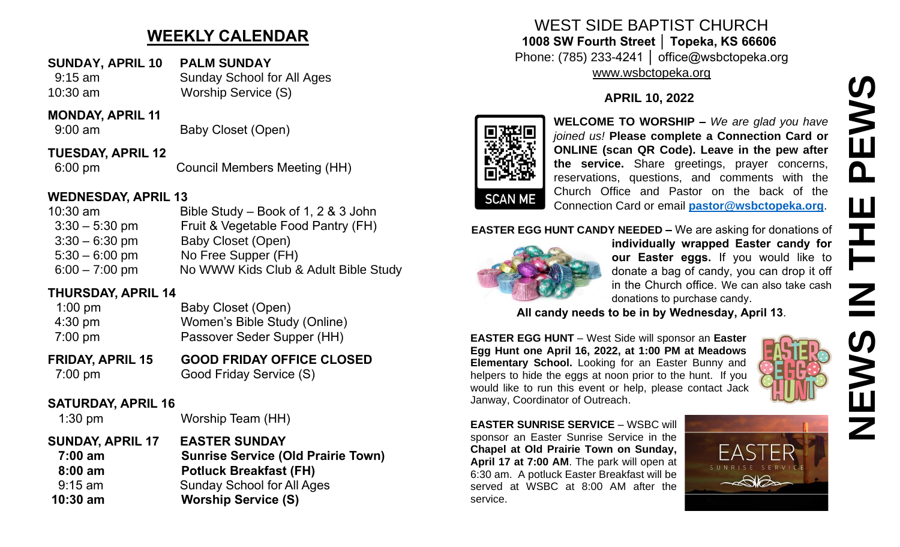## WEEKLY CALENDAR

**SUNDAY, APRIL 10** **PALM SUNDAY**

| | |
|---|---|
| 9:15 am | Sunday School for All Ages |
| 10:30 am | Worship Service (S) |

**MONDAY, APRIL 11**

| | |
|---|---|
| 9:00 am | Baby Closet (Open) |

**TUESDAY, APRIL 12**

| | |
|---|---|
| 6:00 pm | Council Members Meeting (HH) |

**WEDNESDAY, APRIL 13**

| | |
|---|---|
| 10:30 am | Bible Study – Book of 1, 2 & 3 John |
| 3:30 – 5:30 pm | Fruit & Vegetable Food Pantry (FH) |
| 3:30 – 6:30 pm | Baby Closet (Open) |
| 5:30 – 6:00 pm | No Free Supper (FH) |
| 6:00 – 7:00 pm | No WWW Kids Club & Adult Bible Study |

**THURSDAY, APRIL 14**

| | |
|---|---|
| 1:00 pm | Baby Closet (Open) |
| 4:30 pm | Women's Bible Study (Online) |
| 7:00 pm | Passover Seder Supper (HH) |

**FRIDAY, APRIL 15** **GOOD FRIDAY OFFICE CLOSED**

| | |
|---|---|
| 7:00 pm | Good Friday Service (S) |

**SATURDAY, APRIL 16**

| | |
|---|---|
| 1:30 pm | Worship Team (HH) |

**SUNDAY, APRIL 17** **EASTER SUNDAY**

| | |
|---|---|
| **7:00 am** | **Sunrise Service (Old Prairie Town)** |
| **8:00 am** | **Potluck Breakfast (FH)** |
| 9:15 am | Sunday School for All Ages |
| **10:30 am** | **Worship Service (S)** |

# WEST SIDE BAPTIST CHURCH

**1008 SW Fourth Street │ Topeka, KS 66606**

Phone: (785) 233-4241 │ office@wsbctopeka.org

www.wsbctopeka.org

### APRIL 10, 2022

# NEWS IN THE PEWS

SCAN ME

**WELCOME TO WORSHIP –** *We are glad you have joined us!* **Please complete a Connection Card or ONLINE (scan QR Code). Leave in the pew after the service.** Share greetings, prayer concerns, reservations, questions, and comments with the Church Office and Pastor on the back of the Connection Card or email **pastor@wsbctopeka.org**.

**EASTER EGG HUNT CANDY NEEDED –** We are asking for donations of **individually wrapped Easter candy for our Easter eggs.** If you would like to donate a bag of candy, you can drop it off in the Church office. We can also take cash donations to purchase candy.

**All candy needs to be in by Wednesday, April 13**.

**EASTER EGG HUNT** – West Side will sponsor an **Easter Egg Hunt one April 16, 2022, at 1:00 PM at Meadows Elementary School.** Looking for an Easter Bunny and helpers to hide the eggs at noon prior to the hunt. If you would like to run this event or help, please contact Jack Janway, Coordinator of Outreach.

**EASTER SUNRISE SERVICE** – WSBC will sponsor an Easter Sunrise Service in the **Chapel at Old Prairie Town on Sunday, April 17 at 7:00 AM**. The park will open at 6:30 am. A potluck Easter Breakfast will be served at WSBC at 8:00 AM after the service.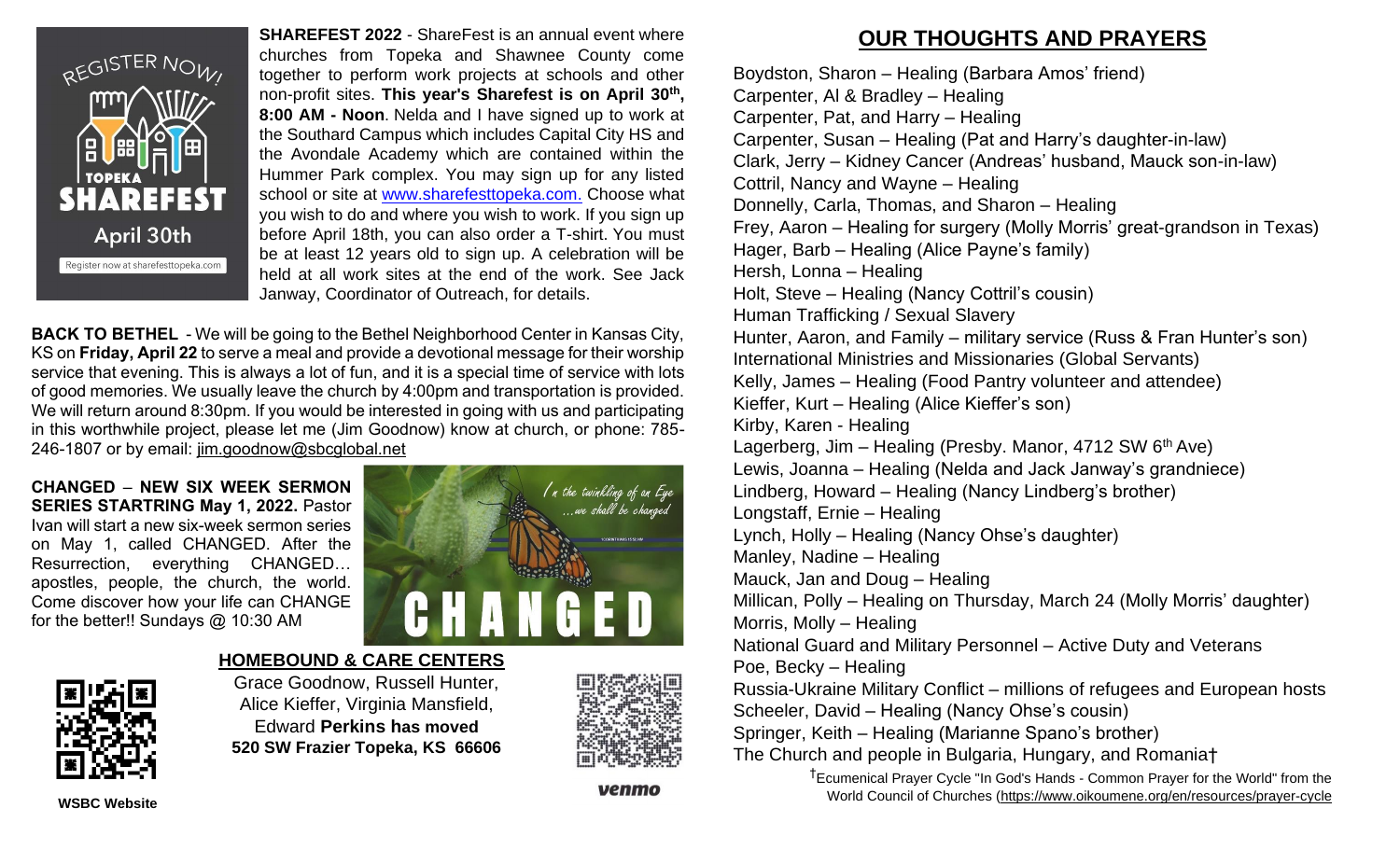**SHAREFEST 2022** - ShareFest is an annual event where churches from Topeka and Shawnee County come together to perform work projects at schools and other non-profit sites. **This year's Sharefest is on April 30th, 8:00 AM - Noon**. Nelda and I have signed up to work at the Southard Campus which includes Capital City HS and the Avondale Academy which are contained within the Hummer Park complex. You may sign up for any listed school or site at www.sharefesttopeka.com. Choose what you wish to do and where you wish to work. If you sign up before April 18th, you can also order a T-shirt. You must be at least 12 years old to sign up. A celebration will be held at all work sites at the end of the work. See Jack Janway, Coordinator of Outreach, for details.

**BACK TO BETHEL** - We will be going to the Bethel Neighborhood Center in Kansas City, KS on **Friday, April 22** to serve a meal and provide a devotional message for their worship service that evening. This is always a lot of fun, and it is a special time of service with lots of good memories. We usually leave the church by 4:00pm and transportation is provided. We will return around 8:30pm. If you would be interested in going with us and participating in this worthwhile project, please let me (Jim Goodnow) know at church, or phone: 785-246-1807 or by email: jim.goodnow@sbcglobal.net

**CHANGED – NEW SIX WEEK SERMON SERIES STARTRING May 1, 2022.** Pastor Ivan will start a new six-week sermon series on May 1, called CHANGED. After the Resurrection, everything CHANGED… apostles, people, the church, the world. Come discover how your life can CHANGE for the better!! Sundays @ 10:30 AM

## HOMEBOUND & CARE CENTERS

Grace Goodnow, Russell Hunter, Alice Kieffer, Virginia Mansfield, Edward **Perkins has moved 520 SW Frazier Topeka, KS 66606**

**WSBC Website**

venmo

## OUR THOUGHTS AND PRAYERS

Boydston, Sharon – Healing (Barbara Amos' friend)
Carpenter, Al & Bradley – Healing
Carpenter, Pat, and Harry – Healing
Carpenter, Susan – Healing (Pat and Harry's daughter-in-law)
Clark, Jerry – Kidney Cancer (Andreas' husband, Mauck son-in-law)
Cottril, Nancy and Wayne – Healing
Donnelly, Carla, Thomas, and Sharon – Healing
Frey, Aaron – Healing for surgery (Molly Morris' great-grandson in Texas)
Hager, Barb – Healing (Alice Payne's family)
Hersh, Lonna – Healing
Holt, Steve – Healing (Nancy Cottril's cousin)
Human Trafficking / Sexual Slavery
Hunter, Aaron, and Family – military service (Russ & Fran Hunter's son)
International Ministries and Missionaries (Global Servants)
Kelly, James – Healing (Food Pantry volunteer and attendee)
Kieffer, Kurt – Healing (Alice Kieffer's son)
Kirby, Karen - Healing
Lagerberg, Jim – Healing (Presby. Manor, 4712 SW 6th Ave)
Lewis, Joanna – Healing (Nelda and Jack Janway's grandniece)
Lindberg, Howard – Healing (Nancy Lindberg's brother)
Longstaff, Ernie – Healing
Lynch, Holly – Healing (Nancy Ohse's daughter)
Manley, Nadine – Healing
Mauck, Jan and Doug – Healing
Millican, Polly – Healing on Thursday, March 24 (Molly Morris' daughter)
Morris, Molly – Healing
National Guard and Military Personnel – Active Duty and Veterans
Poe, Becky – Healing
Russia-Ukraine Military Conflict – millions of refugees and European hosts
Scheeler, David – Healing (Nancy Ohse's cousin)
Springer, Keith – Healing (Marianne Spano's brother)
The Church and people in Bulgaria, Hungary, and Romania†

†Ecumenical Prayer Cycle "In God's Hands - Common Prayer for the World" from the World Council of Churches (https://www.oikoumene.org/en/resources/prayer-cycle